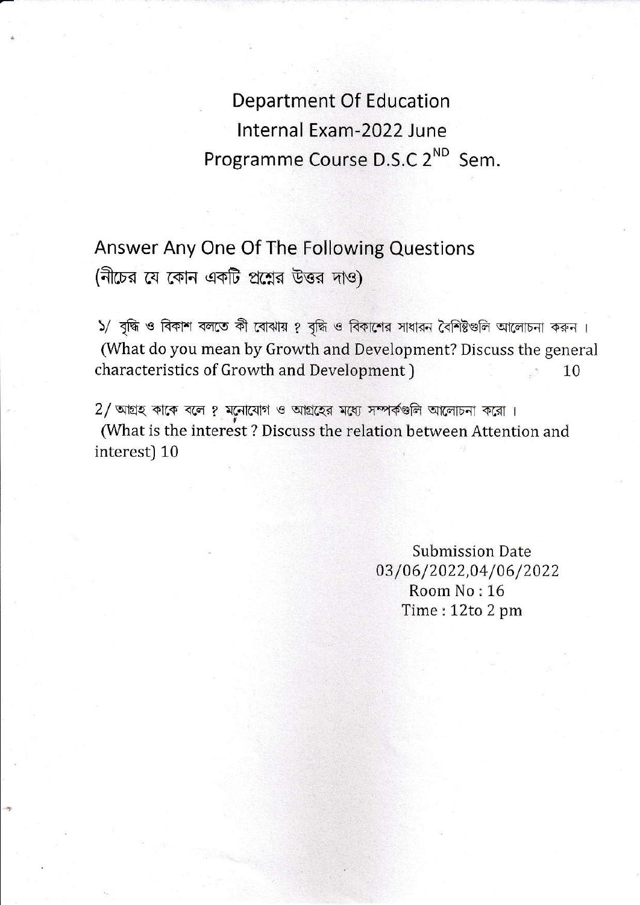# Department Of Education

## Internal Exam-2022 June

## Programme Course D.S.C 2ND Sem.

## Answer Any One Of The Following Questions

(নীচের যে কোন একটি প্রশ্নের উত্তর দাও)

১/ বৃদ্ধি ও বিকাশ বলতে কী বোঝায় ? বৃদ্ধি ও বিকাশের সাধারন বৈশিষ্টগুলি আলোচনা করুন ।
(What do you mean by Growth and Development? Discuss the general characteristics of Growth and Development ) 10

2/ আগ্রহ কাকে বলে ? মনোযোগ ও আগ্রহের মধ্যে সম্পর্কগুলি আলোচনা করো ।
(What is the interest ? Discuss the relation between Attention and interest) 10

Submission Date
03/06/2022,04/06/2022
Room No : 16
Time : 12to 2 pm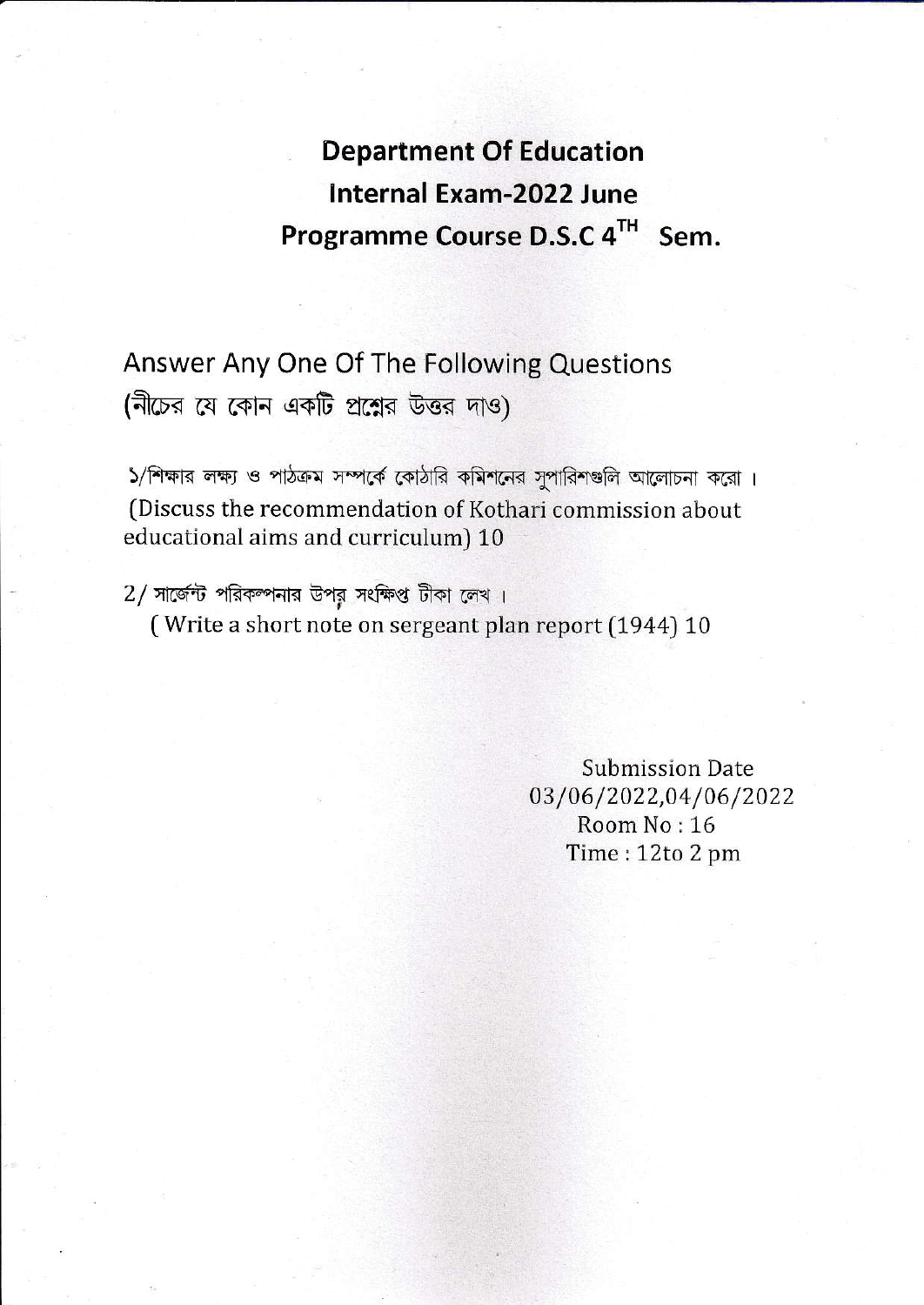# Department Of Education
## Internal Exam-2022 June
## Programme Course D.S.C 4TH Sem.

Answer Any One Of The Following Questions
(নীচের যে কোন একটি প্রশ্নের উত্তর দাও)

১/শিক্ষার লক্ষ্য ও পাঠক্রম সম্পর্কে কোঠারি কমিশনের সুপারিশগুলি আলোচনা করো।
(Discuss the recommendation of Kothari commission about educational aims and curriculum) 10

2/ সার্জেন্ট পরিকল্পনার উপর সংক্ষিপ্ত টীকা লেখ।
( Write a short note on sergeant plan report (1944) 10

Submission Date
03/06/2022,04/06/2022
Room No : 16
Time : 12to 2 pm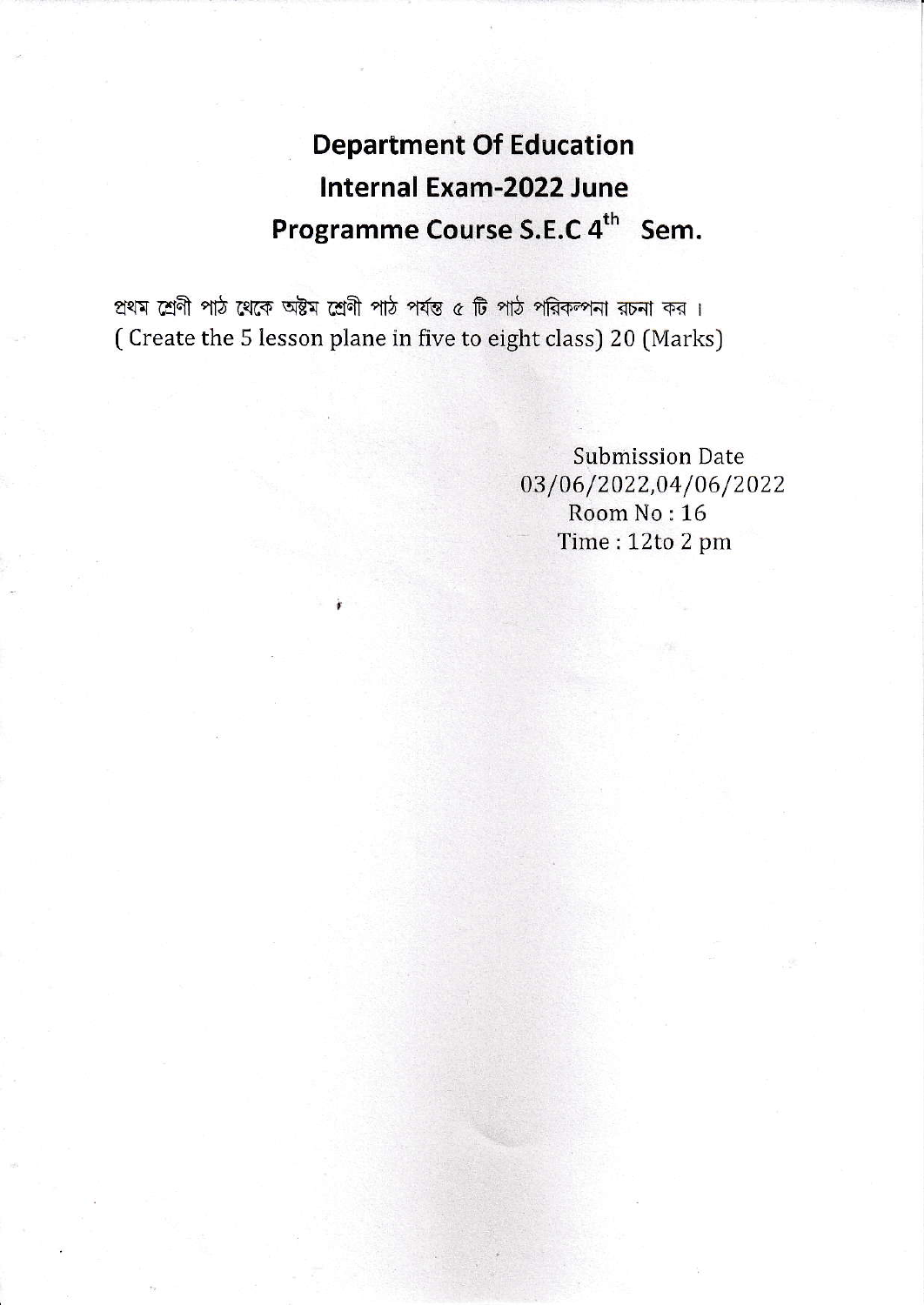# Department Of Education
# Internal Exam-2022 June
# Programme Course S.E.C 4th Sem.

প্রথম শ্রেণী পাঠ থেকে অষ্টম শ্রেণী পাঠ পর্যন্ত ৫ টি পাঠ পরিকল্পনা রচনা কর ।
( Create the 5 lesson plane in five to eight class) 20 (Marks)

Submission Date
03/06/2022,04/06/2022
Room No : 16
Time : 12to 2 pm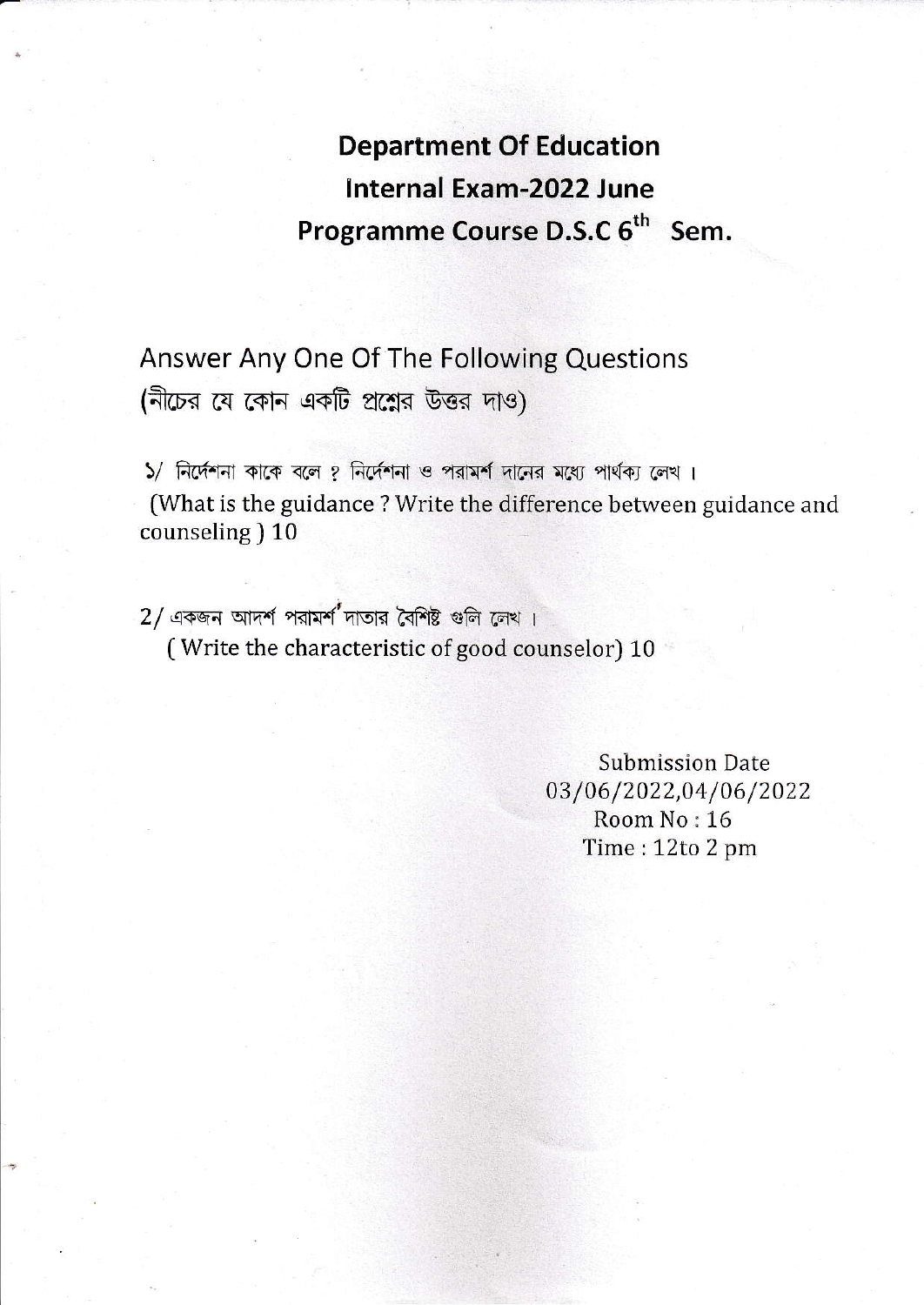# Department Of Education

## Internal Exam-2022 June

## Programme Course D.S.C 6th Sem.

Answer Any One Of The Following Questions
(নীচের যে কোন একটি প্রশ্নের উত্তর দাও)

১/ নির্দেশনা কাকে বলে ? নির্দেশনা ও পরামর্শ দানের মধ্যে পার্থক্য লেখ ।
(What is the guidance ? Write the difference between guidance and counseling ) 10

2/ একজন আদর্শ পরামর্শ দাতার বৈশিষ্ট গুলি লেখ ।
( Write the characteristic of good counselor) 10

Submission Date
03/06/2022,04/06/2022
Room No : 16
Time : 12to 2 pm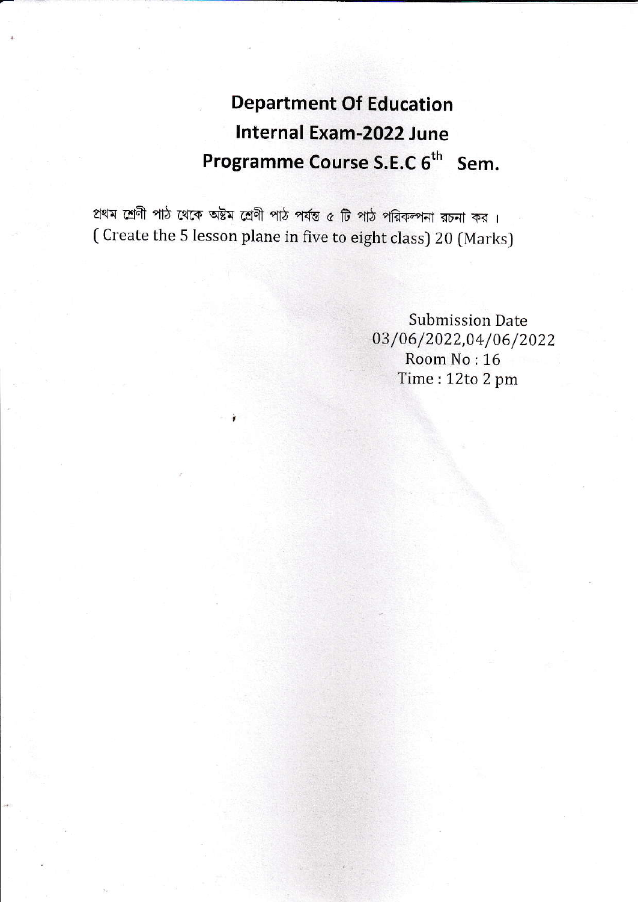# Department Of Education

## Internal Exam-2022 June

## Programme Course S.E.C 6$^{th}$ Sem.

প্রথম শ্রেণী পাঠ থেকে অষ্টম শ্রেণী পাঠ পর্যন্ত ৫ টি পাঠ পরিকল্পনা রচনা কর।
( Create the 5 lesson plane in five to eight class) 20 (Marks)

Submission Date
03/06/2022,04/06/2022
Room No : 16
Time : 12to 2 pm